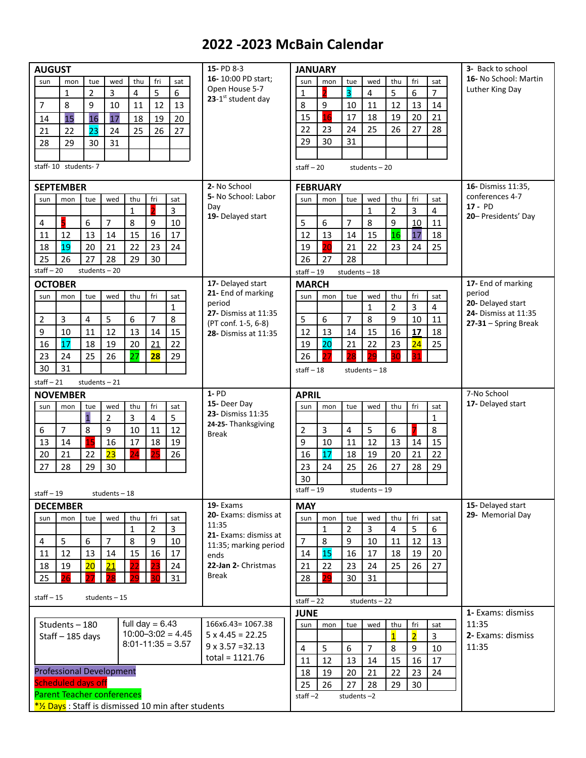# 2022 -2023 McBain Calendar

## AUGUST

| sun | mon | tue | wed | thu | fri | sat |
|---|---|---|---|---|---|---|
| | 1 | 2 | 3 | 4 | 5 | 6 |
| 7 | 8 | 9 | 10 | 11 | 12 | 13 |
| 14 | 15 | 16 | 17 | 18 | 19 | 20 |
| 21 | 22 | 23 | 24 | 25 | 26 | 27 |
| 28 | 29 | 30 | 31 | | | |

staff- 10 students- 7

**15**- PD 8-3
**16**- 10:00 PD start; Open House 5-7
**23**-1st student day

## SEPTEMBER

| sun | mon | tue | wed | thu | fri | sat |
|---|---|---|---|---|---|---|
| | | | | 1 | 2 | 3 |
| 4 | 5 | 6 | 7 | 8 | 9 | 10 |
| 11 | 12 | 13 | 14 | 15 | 16 | 17 |
| 18 | 19 | 20 | 21 | 22 | 23 | 24 |
| 25 | 26 | 27 | 28 | 29 | 30 | |

staff – 20 students – 20

**2**- No School
**5**- No School: Labor Day
**19**- Delayed start

## OCTOBER

| sun | mon | tue | wed | thu | fri | sat |
|---|---|---|---|---|---|---|
| | | | | | | 1 |
| 2 | 3 | 4 | 5 | 6 | 7 | 8 |
| 9 | 10 | 11 | 12 | 13 | 14 | 15 |
| 16 | 17 | 18 | 19 | 20 | 21 | 22 |
| 23 | 24 | 25 | 26 | 27 | **28** | 29 |
| 30 | 31 | | | | | |

staff – 21 students – 21

**17**- Delayed start
**21**- End of marking period
**27**- Dismiss at 11:35 (PT conf. 1-5, 6-8)
**28**- Dismiss at 11:35

## NOVEMBER

| sun | mon | tue | wed | thu | fri | sat |
|---|---|---|---|---|---|---|
| | | 1 | 2 | 3 | 4 | 5 |
| 6 | 7 | 8 | 9 | 10 | 11 | 12 |
| 13 | 14 | 15 | 16 | 17 | 18 | 19 |
| 20 | 21 | 22 | 23 | 24 | 25 | 26 |
| 27 | 28 | 29 | 30 | | | |

staff – 19 students – 18

**1**- PD
**15**- Deer Day
**23**- Dismiss 11:35
**24-25**- Thanksgiving Break

## DECEMBER

| sun | mon | tue | wed | thu | fri | sat |
|---|---|---|---|---|---|---|
| | | | | 1 | 2 | 3 |
| 4 | 5 | 6 | 7 | 8 | 9 | 10 |
| 11 | 12 | 13 | 14 | 15 | 16 | 17 |
| 18 | 19 | 20 | 21 | 22 | 23 | 24 |
| 25 | 26 | 27 | 28 | 29 | 30 | 31 |

staff – 15 students – 15

**19**- Exams
**20**- Exams: dismiss at 11:35
**21**- Exams: dismiss at 11:35; marking period ends
**22-Jan 2**- Christmas Break

## JANUARY

| sun | mon | tue | wed | thu | fri | sat |
|---|---|---|---|---|---|---|
| 1 | 2 | 3 | 4 | 5 | 6 | 7 |
| 8 | 9 | 10 | 11 | 12 | 13 | 14 |
| 15 | 16 | 17 | 18 | 19 | 20 | 21 |
| 22 | 23 | 24 | 25 | 26 | 27 | 28 |
| 29 | 30 | 31 | | | | |

staff – 20 students – 20

**3**- Back to school
**16**- No School: Martin Luther King Day

## FEBRUARY

| sun | mon | tue | wed | thu | fri | sat |
|---|---|---|---|---|---|---|
| | | | 1 | 2 | 3 | 4 |
| 5 | 6 | 7 | 8 | 9 | 10 | 11 |
| 12 | 13 | 14 | 15 | 16 | 17 | 18 |
| 19 | 20 | 21 | 22 | 23 | 24 | 25 |
| 26 | 27 | 28 | | | | |

staff – 19 students – 18

**16**- Dismiss 11:35, conferences 4-7
**17** - PD
**20**– Presidents' Day

## MARCH

| sun | mon | tue | wed | thu | fri | sat |
|---|---|---|---|---|---|---|
| | | | 1 | 2 | 3 | 4 |
| 5 | 6 | 7 | 8 | 9 | 10 | 11 |
| 12 | 13 | 14 | 15 | 16 | 17 | 18 |
| 19 | 20 | 21 | 22 | 23 | 24 | 25 |
| 26 | 27 | 28 | 29 | 30 | 31 | |

staff – 18 students – 18

**17**- End of marking period
**20**- Delayed start
**24**- Dismiss at 11:35
**27-31** – Spring Break

## APRIL

| sun | mon | tue | wed | thu | fri | sat |
|---|---|---|---|---|---|---|
| | | | | | | 1 |
| 2 | 3 | 4 | 5 | 6 | 7 | 8 |
| 9 | 10 | 11 | 12 | 13 | 14 | 15 |
| 16 | 17 | 18 | 19 | 20 | 21 | 22 |
| 23 | 24 | 25 | 26 | 27 | 28 | 29 |
| 30 | | | | | | |

staff – 19 students – 19

7-No School
**17**- Delayed start

## MAY

| sun | mon | tue | wed | thu | fri | sat |
|---|---|---|---|---|---|---|
| | 1 | 2 | 3 | 4 | 5 | 6 |
| 7 | 8 | 9 | 10 | 11 | 12 | 13 |
| 14 | 15 | 16 | 17 | 18 | 19 | 20 |
| 21 | 22 | 23 | 24 | 25 | 26 | 27 |
| 28 | 29 | 30 | 31 | | | |

staff – 22 students – 22

**15**- Delayed start
**29**- Memorial Day

## JUNE

| sun | mon | tue | wed | thu | fri | sat |
|---|---|---|---|---|---|---|
| | | | | 1 | 2 | 3 |
| 4 | 5 | 6 | 7 | 8 | 9 | 10 |
| 11 | 12 | 13 | 14 | 15 | 16 | 17 |
| 18 | 19 | 20 | 21 | 22 | 23 | 24 |
| 25 | 26 | 27 | 28 | 29 | 30 | |

staff –2 students –2

**1**- Exams: dismiss 11:35
**2**- Exams: dismiss 11:35

| | | |
|---|---|---|
| Students – 180<br>Staff – 185 days | full day = 6.43<br>10:00–3:02 = 4.45<br>8:01-11:35 = 3.57 | 166x6.43= 1067.38<br>5 x 4.45 = 22.25<br>9 x 3.57 =32.13<br>total = 1121.76 |

Professional Development
Scheduled days off
Parent Teacher conferences
*½ Days : Staff is dismissed 10 min after students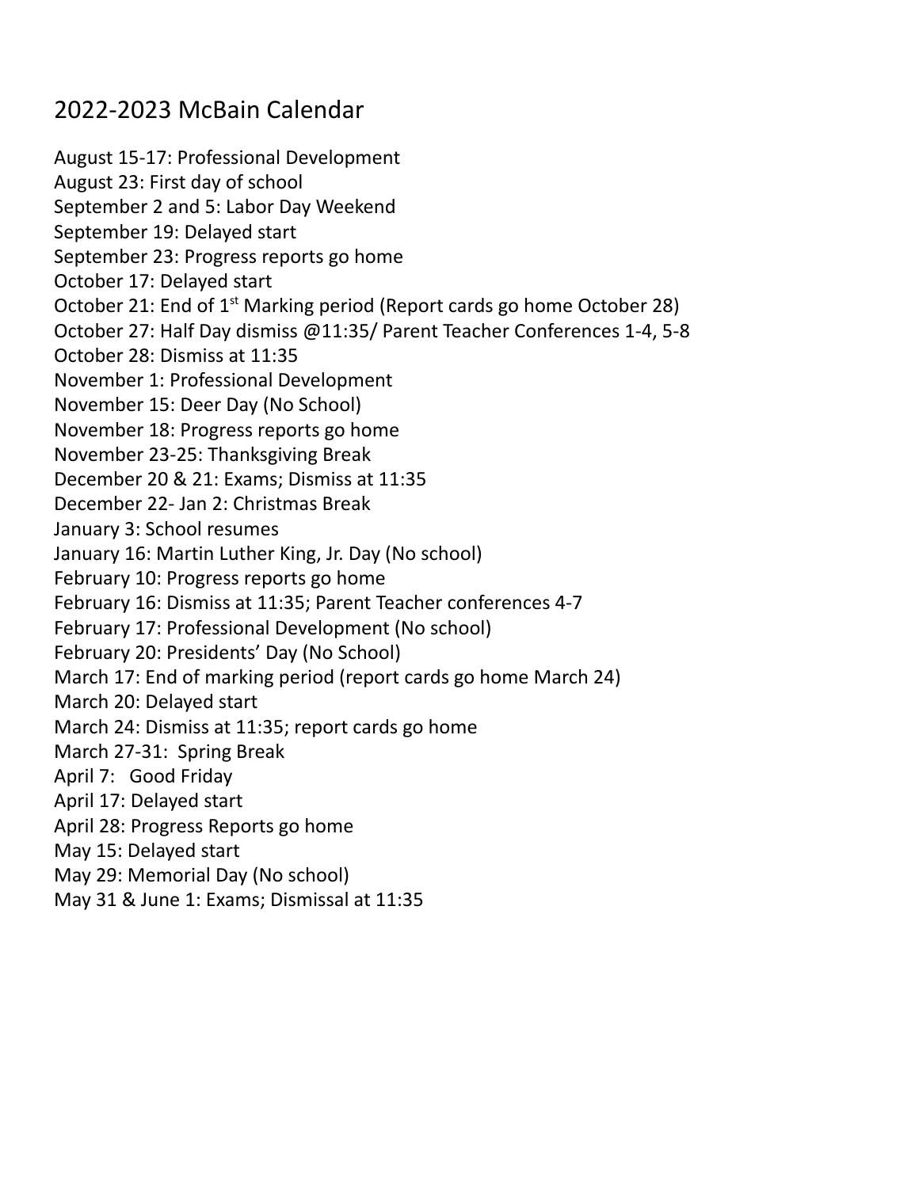## 2022-2023 McBain Calendar

August 15-17: Professional Development
August 23: First day of school
September 2 and 5: Labor Day Weekend
September 19: Delayed start
September 23: Progress reports go home
October 17: Delayed start
October 21: End of 1st Marking period (Report cards go home October 28)
October 27: Half Day dismiss @11:35/ Parent Teacher Conferences 1-4, 5-8
October 28: Dismiss at 11:35
November 1: Professional Development
November 15: Deer Day (No School)
November 18: Progress reports go home
November 23-25: Thanksgiving Break
December 20 & 21: Exams; Dismiss at 11:35
December 22- Jan 2: Christmas Break
January 3: School resumes
January 16: Martin Luther King, Jr. Day (No school)
February 10: Progress reports go home
February 16: Dismiss at 11:35; Parent Teacher conferences 4-7
February 17: Professional Development (No school)
February 20: Presidents' Day (No School)
March 17: End of marking period (report cards go home March 24)
March 20: Delayed start
March 24: Dismiss at 11:35; report cards go home
March 27-31: Spring Break
April 7: Good Friday
April 17: Delayed start
April 28: Progress Reports go home
May 15: Delayed start
May 29: Memorial Day (No school)
May 31 & June 1: Exams; Dismissal at 11:35